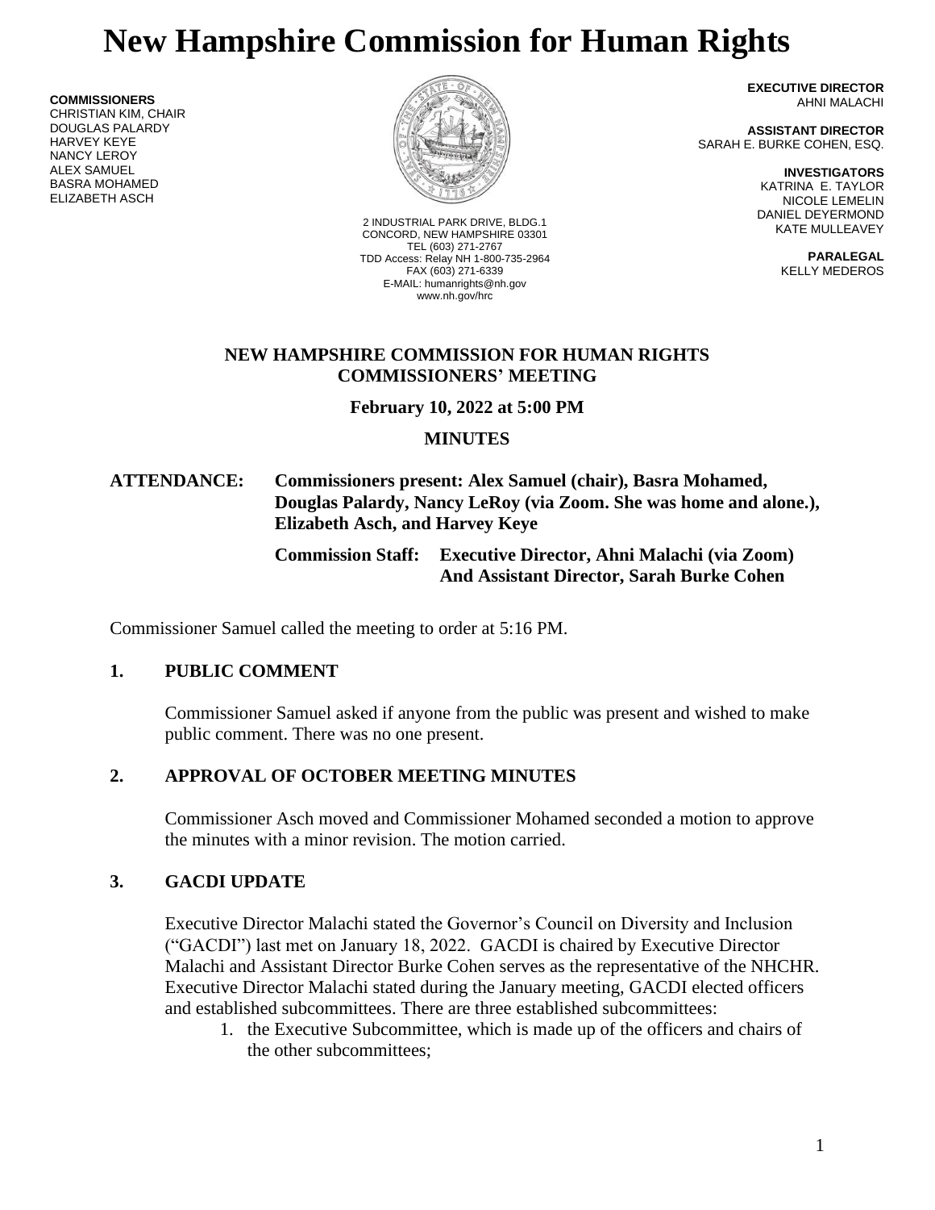# New Hampshire Commission for Human Rights

**COMMISSIONERS**
CHRISTIAN KIM, CHAIR
DOUGLAS PALARDY
HARVEY KEYE
NANCY LEROY
ALEX SAMUEL
BASRA MOHAMED
ELIZABETH ASCH

2 INDUSTRIAL PARK DRIVE, BLDG.1
CONCORD, NEW HAMPSHIRE 03301
TEL (603) 271-2767
TDD Access: Relay NH 1-800-735-2964
FAX (603) 271-6339
E-MAIL: humanrights@nh.gov
www.nh.gov/hrc

**EXECUTIVE DIRECTOR**
AHNI MALACHI

**ASSISTANT DIRECTOR**
SARAH E. BURKE COHEN, ESQ.

**INVESTIGATORS**
KATRINA E. TAYLOR
NICOLE LEMELIN
DANIEL DEYERMOND
KATE MULLEAVEY

**PARALEGAL**
KELLY MEDEROS

**NEW HAMPSHIRE COMMISSION FOR HUMAN RIGHTS**
**COMMISSIONERS' MEETING**

**February 10, 2022 at 5:00 PM**

**MINUTES**

**ATTENDANCE:** **Commissioners present: Alex Samuel (chair), Basra Mohamed, Douglas Palardy, Nancy LeRoy (via Zoom. She was home and alone.), Elizabeth Asch, and Harvey Keye**

**Commission Staff: Executive Director, Ahni Malachi (via Zoom) And Assistant Director, Sarah Burke Cohen**

Commissioner Samuel called the meeting to order at 5:16 PM.

## 1. PUBLIC COMMENT

Commissioner Samuel asked if anyone from the public was present and wished to make public comment. There was no one present.

## 2. APPROVAL OF OCTOBER MEETING MINUTES

Commissioner Asch moved and Commissioner Mohamed seconded a motion to approve the minutes with a minor revision. The motion carried.

## 3. GACDI UPDATE

Executive Director Malachi stated the Governor's Council on Diversity and Inclusion ("GACDI") last met on January 18, 2022. GACDI is chaired by Executive Director Malachi and Assistant Director Burke Cohen serves as the representative of the NHCHR. Executive Director Malachi stated during the January meeting, GACDI elected officers and established subcommittees. There are three established subcommittees:

1. the Executive Subcommittee, which is made up of the officers and chairs of the other subcommittees;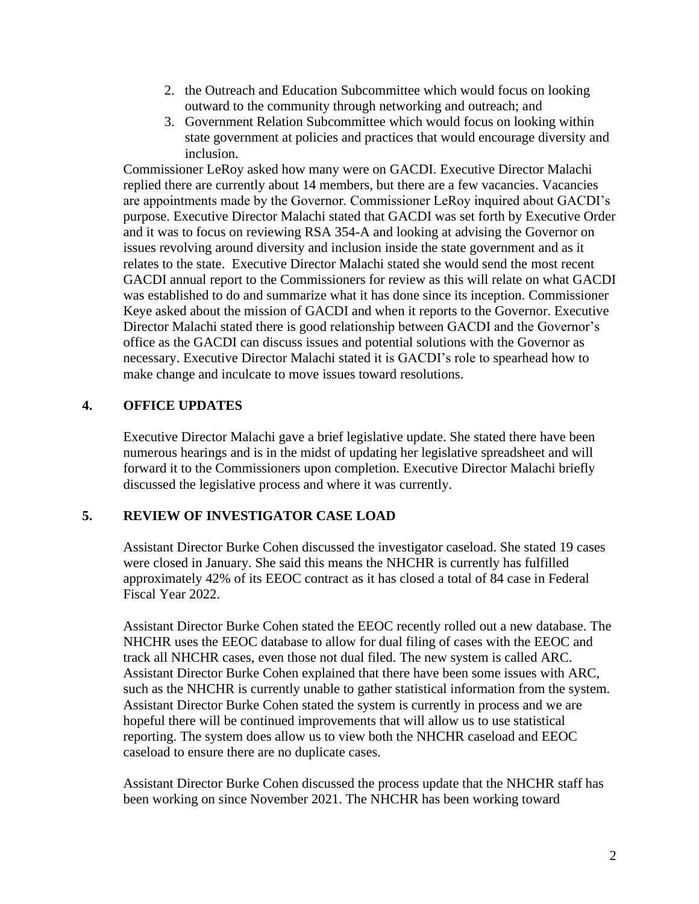2. the Outreach and Education Subcommittee which would focus on looking outward to the community through networking and outreach; and
3. Government Relation Subcommittee which would focus on looking within state government at policies and practices that would encourage diversity and inclusion.

Commissioner LeRoy asked how many were on GACDI. Executive Director Malachi replied there are currently about 14 members, but there are a few vacancies. Vacancies are appointments made by the Governor. Commissioner LeRoy inquired about GACDI's purpose. Executive Director Malachi stated that GACDI was set forth by Executive Order and it was to focus on reviewing RSA 354-A and looking at advising the Governor on issues revolving around diversity and inclusion inside the state government and as it relates to the state. Executive Director Malachi stated she would send the most recent GACDI annual report to the Commissioners for review as this will relate on what GACDI was established to do and summarize what it has done since its inception. Commissioner Keye asked about the mission of GACDI and when it reports to the Governor. Executive Director Malachi stated there is good relationship between GACDI and the Governor's office as the GACDI can discuss issues and potential solutions with the Governor as necessary. Executive Director Malachi stated it is GACDI's role to spearhead how to make change and inculcate to move issues toward resolutions.

## 4. OFFICE UPDATES

Executive Director Malachi gave a brief legislative update. She stated there have been numerous hearings and is in the midst of updating her legislative spreadsheet and will forward it to the Commissioners upon completion. Executive Director Malachi briefly discussed the legislative process and where it was currently.

## 5. REVIEW OF INVESTIGATOR CASE LOAD

Assistant Director Burke Cohen discussed the investigator caseload. She stated 19 cases were closed in January. She said this means the NHCHR is currently has fulfilled approximately 42% of its EEOC contract as it has closed a total of 84 case in Federal Fiscal Year 2022.

Assistant Director Burke Cohen stated the EEOC recently rolled out a new database. The NHCHR uses the EEOC database to allow for dual filing of cases with the EEOC and track all NHCHR cases, even those not dual filed. The new system is called ARC. Assistant Director Burke Cohen explained that there have been some issues with ARC, such as the NHCHR is currently unable to gather statistical information from the system. Assistant Director Burke Cohen stated the system is currently in process and we are hopeful there will be continued improvements that will allow us to use statistical reporting. The system does allow us to view both the NHCHR caseload and EEOC caseload to ensure there are no duplicate cases.

Assistant Director Burke Cohen discussed the process update that the NHCHR staff has been working on since November 2021. The NHCHR has been working toward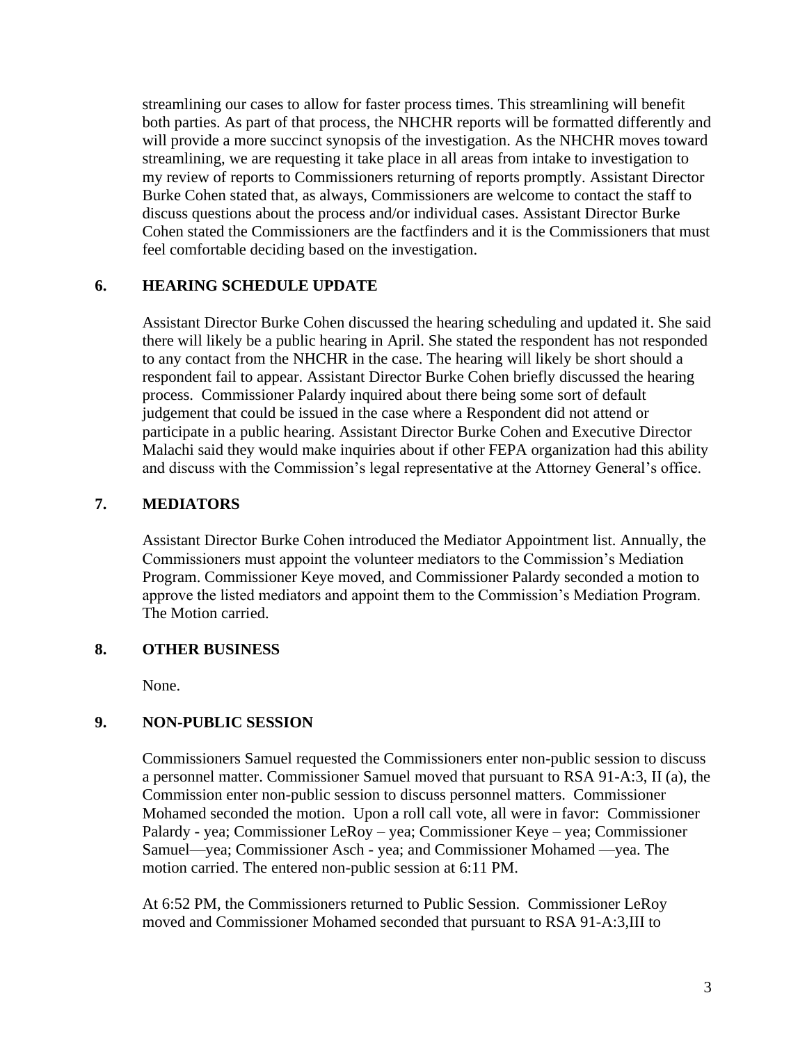streamlining our cases to allow for faster process times. This streamlining will benefit both parties. As part of that process, the NHCHR reports will be formatted differently and will provide a more succinct synopsis of the investigation. As the NHCHR moves toward streamlining, we are requesting it take place in all areas from intake to investigation to my review of reports to Commissioners returning of reports promptly. Assistant Director Burke Cohen stated that, as always, Commissioners are welcome to contact the staff to discuss questions about the process and/or individual cases. Assistant Director Burke Cohen stated the Commissioners are the factfinders and it is the Commissioners that must feel comfortable deciding based on the investigation.

## 6. HEARING SCHEDULE UPDATE

Assistant Director Burke Cohen discussed the hearing scheduling and updated it. She said there will likely be a public hearing in April. She stated the respondent has not responded to any contact from the NHCHR in the case. The hearing will likely be short should a respondent fail to appear. Assistant Director Burke Cohen briefly discussed the hearing process. Commissioner Palardy inquired about there being some sort of default judgement that could be issued in the case where a Respondent did not attend or participate in a public hearing. Assistant Director Burke Cohen and Executive Director Malachi said they would make inquiries about if other FEPA organization had this ability and discuss with the Commission's legal representative at the Attorney General's office.

## 7. MEDIATORS

Assistant Director Burke Cohen introduced the Mediator Appointment list. Annually, the Commissioners must appoint the volunteer mediators to the Commission's Mediation Program. Commissioner Keye moved, and Commissioner Palardy seconded a motion to approve the listed mediators and appoint them to the Commission's Mediation Program. The Motion carried.

## 8. OTHER BUSINESS

None.

## 9. NON-PUBLIC SESSION

Commissioners Samuel requested the Commissioners enter non-public session to discuss a personnel matter. Commissioner Samuel moved that pursuant to RSA 91-A:3, II (a), the Commission enter non-public session to discuss personnel matters. Commissioner Mohamed seconded the motion. Upon a roll call vote, all were in favor: Commissioner Palardy - yea; Commissioner LeRoy – yea; Commissioner Keye – yea; Commissioner Samuel—yea; Commissioner Asch - yea; and Commissioner Mohamed —yea. The motion carried. The entered non-public session at 6:11 PM.

At 6:52 PM, the Commissioners returned to Public Session. Commissioner LeRoy moved and Commissioner Mohamed seconded that pursuant to RSA 91-A:3,III to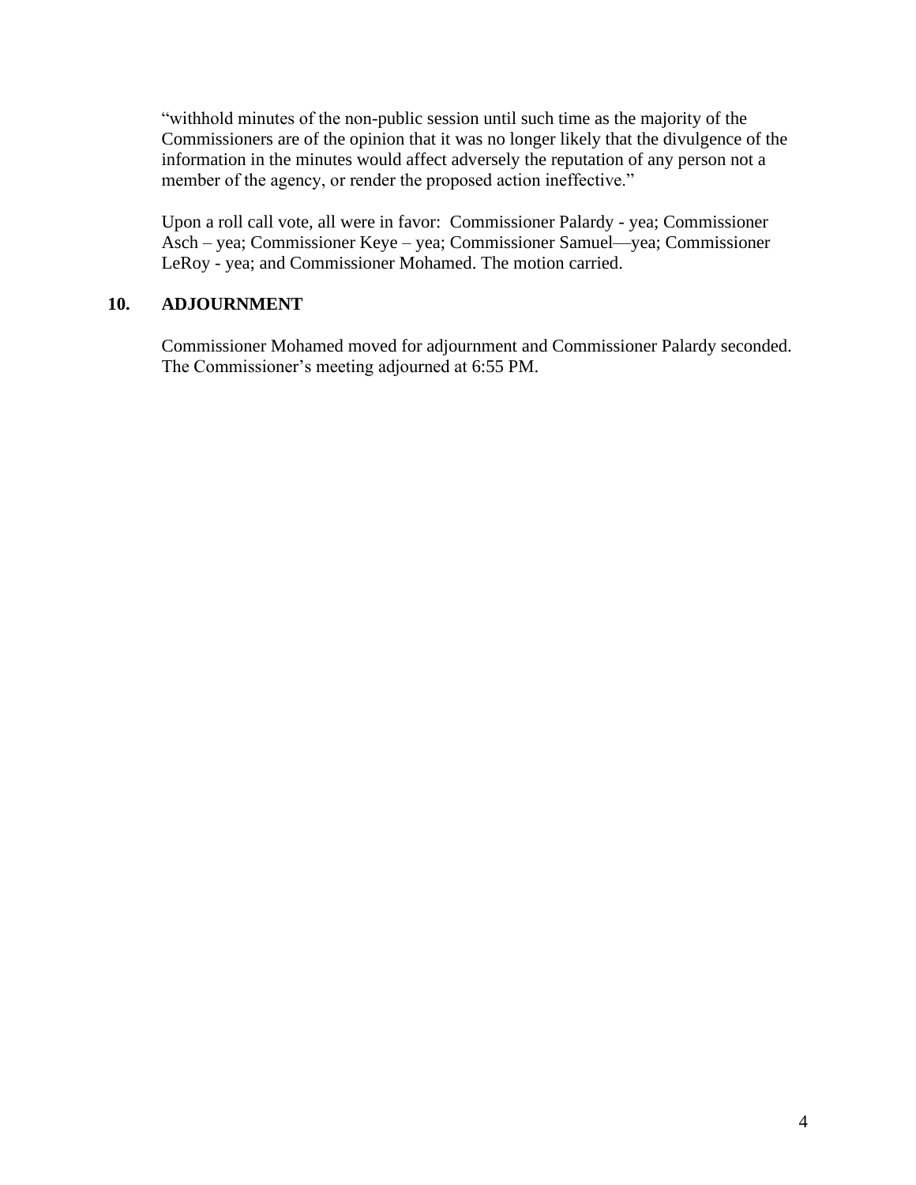"withhold minutes of the non-public session until such time as the majority of the Commissioners are of the opinion that it was no longer likely that the divulgence of the information in the minutes would affect adversely the reputation of any person not a member of the agency, or render the proposed action ineffective."

Upon a roll call vote, all were in favor: Commissioner Palardy - yea; Commissioner Asch – yea; Commissioner Keye – yea; Commissioner Samuel—yea; Commissioner LeRoy - yea; and Commissioner Mohamed. The motion carried.

## 10. ADJOURNMENT

Commissioner Mohamed moved for adjournment and Commissioner Palardy seconded. The Commissioner's meeting adjourned at 6:55 PM.